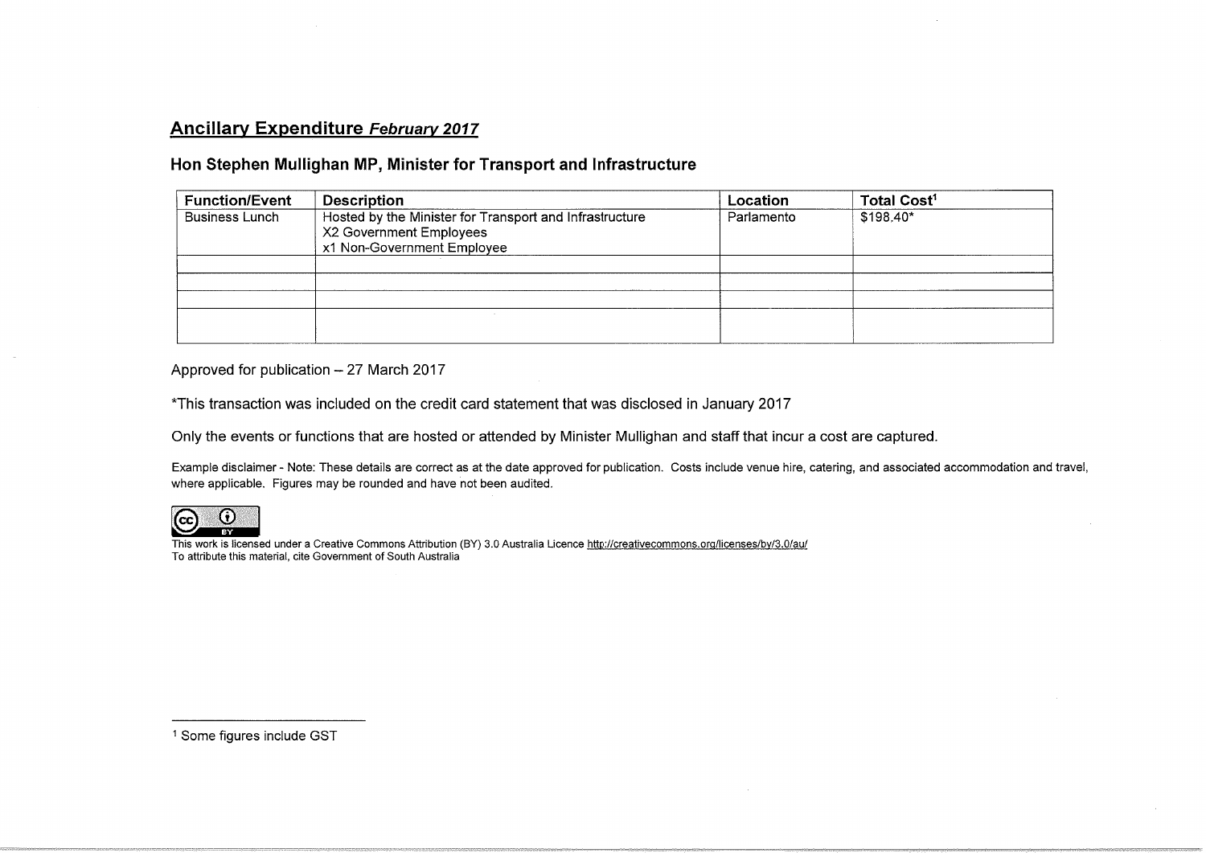## Ancillary Expenditure *February 2017*

### Hon Stephen Mullighan MP, Minister for Transport and Infrastructure

| Function/Event | Description | Location | Total Cost[1] |
|---|---|---|---|
| Business Lunch | Hosted by the Minister for Transport and Infrastructure<br>X2 Government Employees<br>x1 Non-Government Employee | Parlamento | $198.40* |
| | | | |
| | | | |
| | | | |
| | | | |

Approved for publication – 27 March 2017

*This transaction was included on the credit card statement that was disclosed in January 2017

Only the events or functions that are hosted or attended by Minister Mullighan and staff that incur a cost are captured.

Example disclaimer - Note: These details are correct as at the date approved for publication. Costs include venue hire, catering, and associated accommodation and travel, where applicable. Figures may be rounded and have not been audited.

This work is licensed under a Creative Commons Attribution (BY) 3.0 Australia Licence http://creativecommons.org/licenses/by/3.0/au/
To attribute this material, cite Government of South Australia

[1] Some figures include GST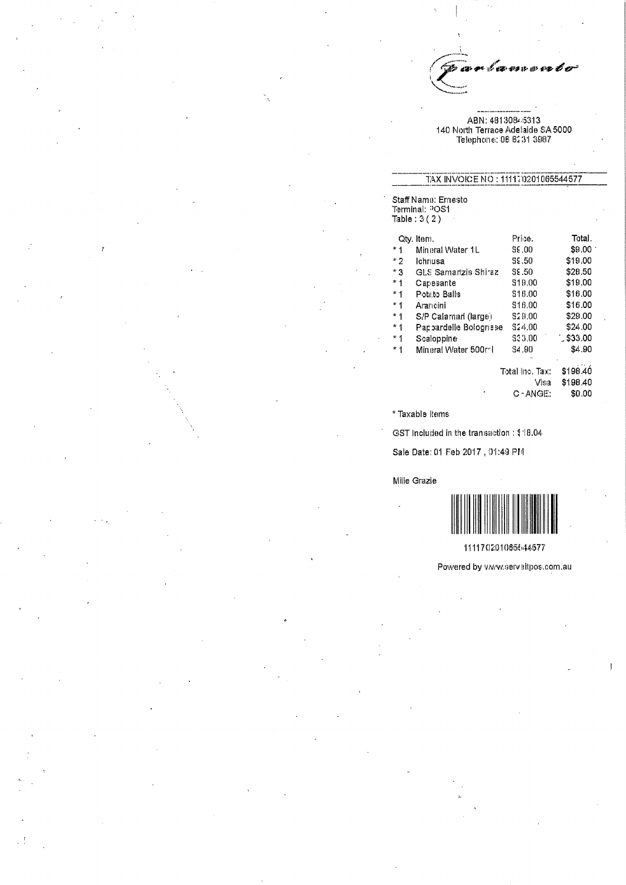Parlamento

ABN: 481308-5313
140 North Terrace Adelaide SA 5000
Telephone: 08 8231 3987

TAX INVOICE NO : 11117020106554 4577

Staff Name: Ernesto
Terminal: POS1
Table : 3 ( 2 )

| Qty. | Item. | Price. | Total. |
|---|---|---|---|
| * 1 | Mineral Water 1L | $9.00 | $9.00 |
| * 2 | Ichnusa | $9.50 | $19.00 |
| * 3 | GLS Samarizis Shiraz | $9.50 | $28.50 |
| * 1 | Capesante | $19.00 | $19.00 |
| * 1 | Potato Balls | $16.00 | $16.00 |
| * 1 | Arancini | $16.00 | $16.00 |
| * 1 | S/P Calamari (large) | $29.00 | $29.00 |
| * 1 | Pappardelle Bolognese | $24.00 | $24.00 |
| * 1 | Scaloppine | $33.00 | $33.00 |
| * 1 | Mineral Water 500ml | $4.90 | $4.90 |

| | |
|---|---|
| Total Inc. Tax: | $198.40 |
| Visa | $198.40 |
| CHANGE: | $0.00 |

* Taxable Items

GST Included in the transaction : $18.04

Sale Date: 01 Feb 2017 , 01:49 PM

Mille Grazie

11117020106554 4577

Powered by www.servalipos.com.au